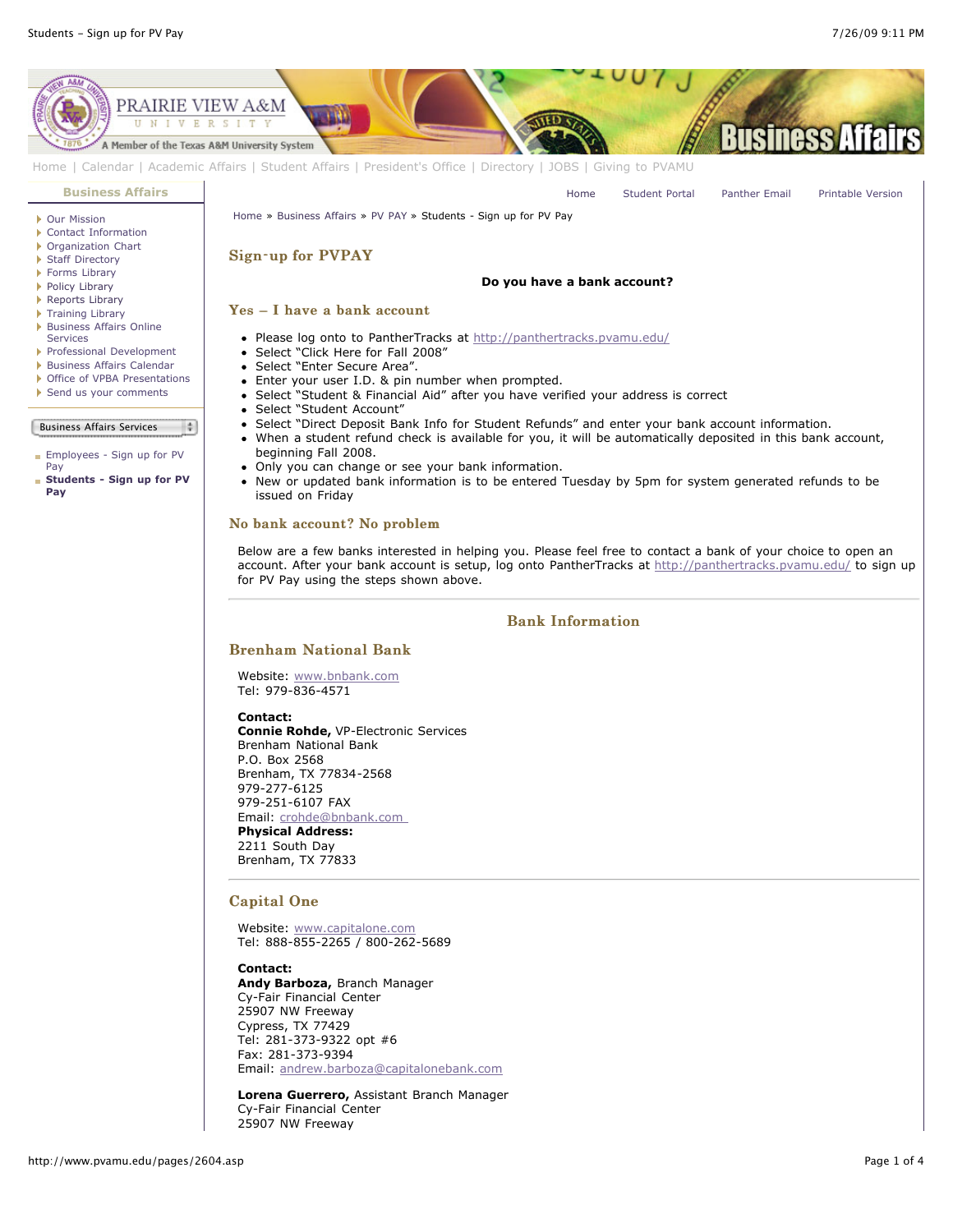Home | Calendar | Academic Affairs | Student Affairs | President's Office | Directory | JOBS | Giving to PVAMU

**Business Affairs**

- Our Mission
- Contact Information
- Organization Chart
- Staff Directory
- Forms Library
- Policy Library
- Reports Library
- Training Library
- Business Affairs Online Services
- Professional Development
- Business Affairs Calendar
- Office of VPBA Presentations
- Send us your comments

Business Affairs Services

- Employees - Sign up for PV Pay
- **Students - Sign up for PV Pay**

Home | Student Portal | Panther Email | Printable Version

Home » Business Affairs » PV PAY » Students - Sign up for PV Pay

## Sign-up for PVPAY

**Do you have a bank account?**

### Yes – I have a bank account

- Please log onto to PantherTracks at http://panthertracks.pvamu.edu/
- Select "Click Here for Fall 2008"
- Select "Enter Secure Area".
- Enter your user I.D. & pin number when prompted.
- Select "Student & Financial Aid" after you have verified your address is correct
- Select "Student Account"
- Select "Direct Deposit Bank Info for Student Refunds" and enter your bank account information.
- When a student refund check is available for you, it will be automatically deposited in this bank account, beginning Fall 2008.
- Only you can change or see your bank information.
- New or updated bank information is to be entered Tuesday by 5pm for system generated refunds to be issued on Friday

### No bank account? No problem

Below are a few banks interested in helping you. Please feel free to contact a bank of your choice to open an account. After your bank account is setup, log onto PantherTracks at http://panthertracks.pvamu.edu/ to sign up for PV Pay using the steps shown above.

---

## Bank Information

### Brenham National Bank

Website: www.bnbank.com
Tel: 979-836-4571

**Contact:**
**Connie Rohde,** VP-Electronic Services
Brenham National Bank
P.O. Box 2568
Brenham, TX 77834-2568
979-277-6125
979-251-6107 FAX
Email: crohde@bnbank.com
**Physical Address:**
2211 South Day
Brenham, TX 77833

---

### Capital One

Website: www.capitalone.com
Tel: 888-855-2265 / 800-262-5689

**Contact:**
**Andy Barboza,** Branch Manager
Cy-Fair Financial Center
25907 NW Freeway
Cypress, TX 77429
Tel: 281-373-9322 opt #6
Fax: 281-373-9394
Email: andrew.barboza@capitalonebank.com

**Lorena Guerrero,** Assistant Branch Manager
Cy-Fair Financial Center
25907 NW Freeway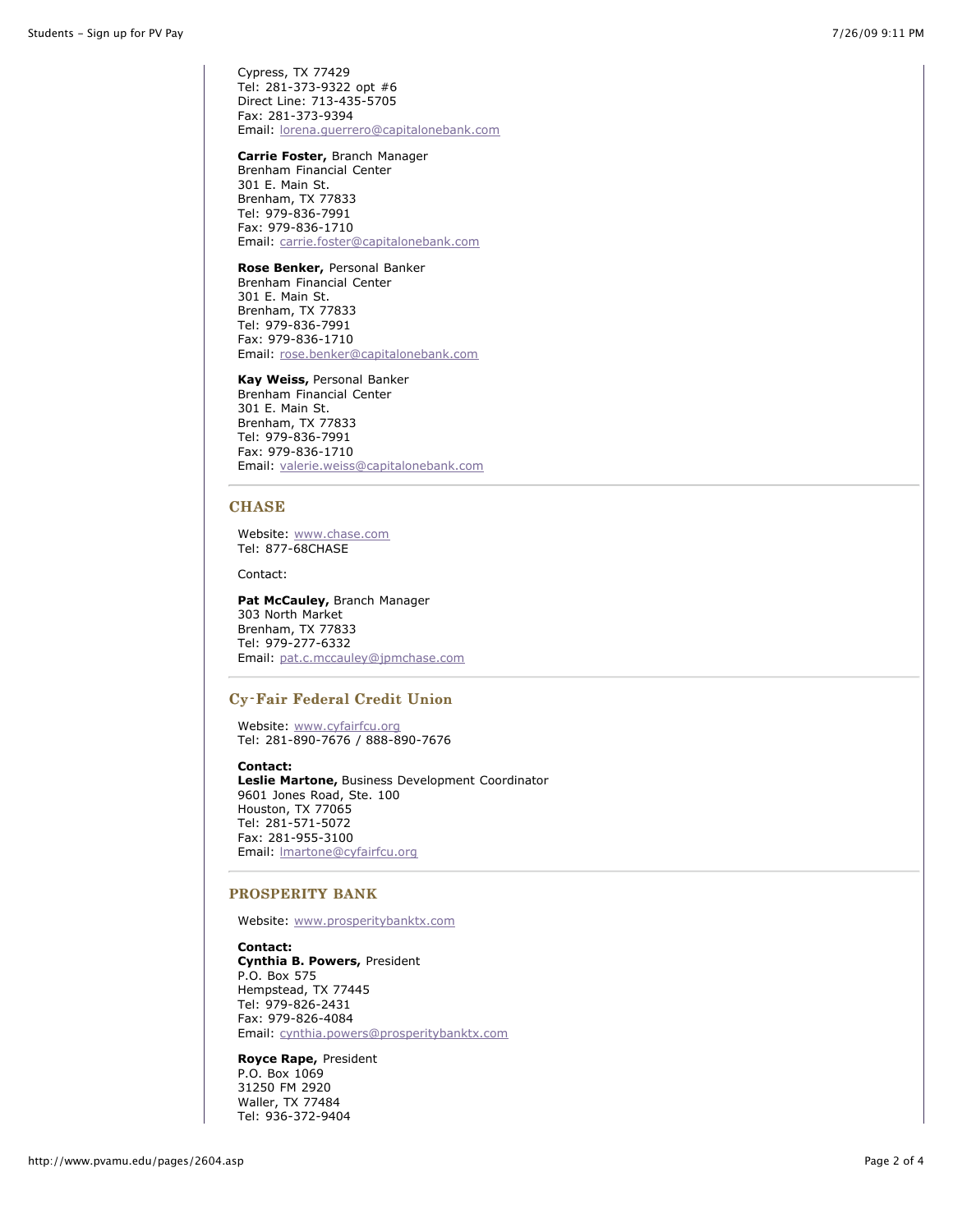Cypress, TX 77429
Tel: 281-373-9322 opt #6
Direct Line: 713-435-5705
Fax: 281-373-9394
Email: lorena.guerrero@capitalonebank.com

**Carrie Foster,** Branch Manager
Brenham Financial Center
301 E. Main St.
Brenham, TX 77833
Tel: 979-836-7991
Fax: 979-836-1710
Email: carrie.foster@capitalonebank.com

**Rose Benker,** Personal Banker
Brenham Financial Center
301 E. Main St.
Brenham, TX 77833
Tel: 979-836-7991
Fax: 979-836-1710
Email: rose.benker@capitalonebank.com

**Kay Weiss,** Personal Banker
Brenham Financial Center
301 E. Main St.
Brenham, TX 77833
Tel: 979-836-7991
Fax: 979-836-1710
Email: valerie.weiss@capitalonebank.com

---

## CHASE

Website: www.chase.com
Tel: 877-68CHASE

Contact:

**Pat McCauley,** Branch Manager
303 North Market
Brenham, TX 77833
Tel: 979-277-6332
Email: pat.c.mccauley@jpmchase.com

---

## Cy-Fair Federal Credit Union

Website: www.cyfairfcu.org
Tel: 281-890-7676 / 888-890-7676

**Contact:**
**Leslie Martone,** Business Development Coordinator
9601 Jones Road, Ste. 100
Houston, TX 77065
Tel: 281-571-5072
Fax: 281-955-3100
Email: lmartone@cyfairfcu.org

---

## PROSPERITY BANK

Website: www.prosperitybanktx.com

**Contact:**
**Cynthia B. Powers,** President
P.O. Box 575
Hempstead, TX 77445
Tel: 979-826-2431
Fax: 979-826-4084
Email: cynthia.powers@prosperitybanktx.com

**Royce Rape,** President
P.O. Box 1069
31250 FM 2920
Waller, TX 77484
Tel: 936-372-9404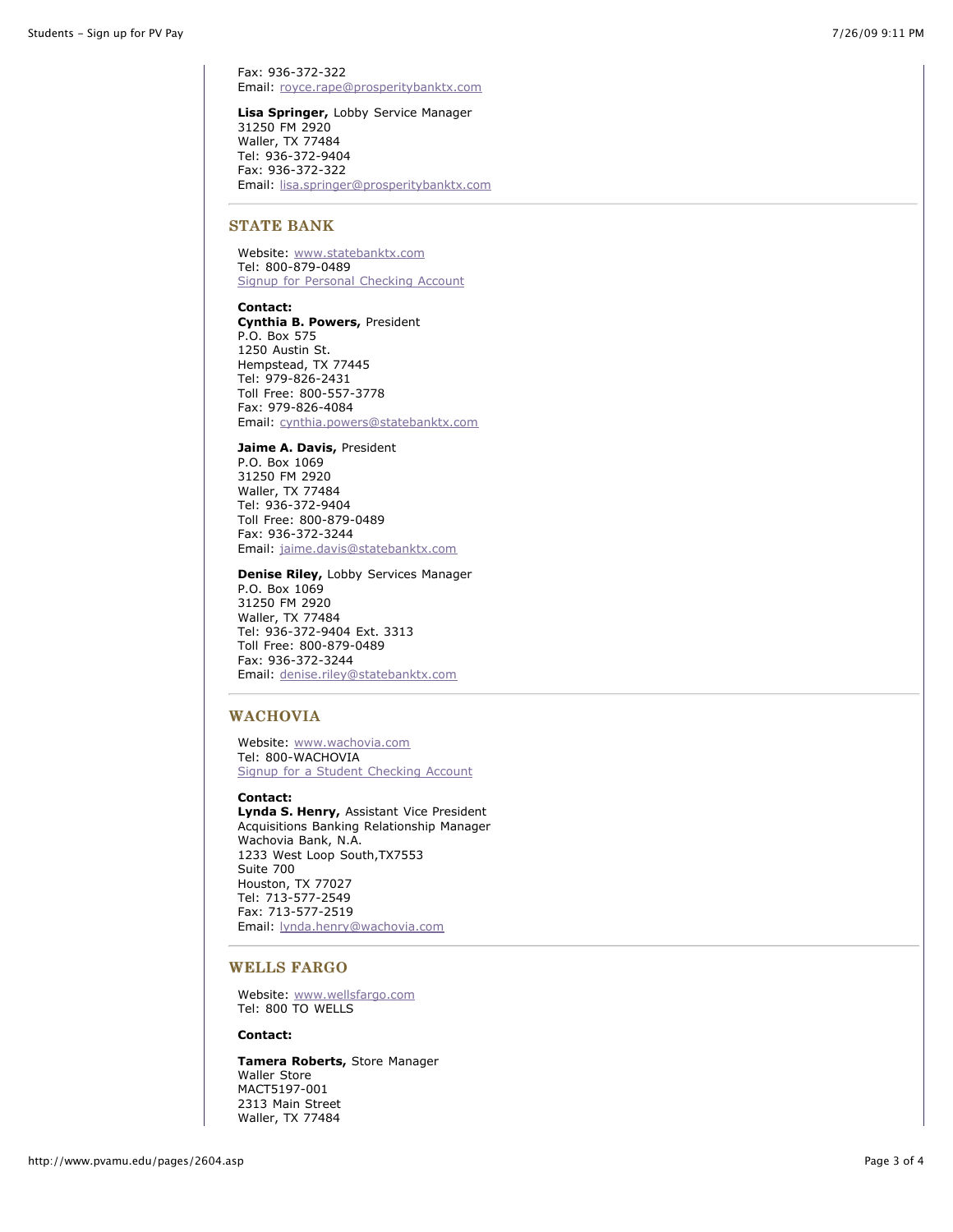Fax: 936-372-322
Email: royce.rape@prosperitybanktx.com

**Lisa Springer,** Lobby Service Manager
31250 FM 2920
Waller, TX 77484
Tel: 936-372-9404
Fax: 936-372-322
Email: lisa.springer@prosperitybanktx.com

---

## STATE BANK

Website: www.statebanktx.com
Tel: 800-879-0489
Signup for Personal Checking Account

**Contact:**
**Cynthia B. Powers,** President
P.O. Box 575
1250 Austin St.
Hempstead, TX 77445
Tel: 979-826-2431
Toll Free: 800-557-3778
Fax: 979-826-4084
Email: cynthia.powers@statebanktx.com

**Jaime A. Davis,** President
P.O. Box 1069
31250 FM 2920
Waller, TX 77484
Tel: 936-372-9404
Toll Free: 800-879-0489
Fax: 936-372-3244
Email: jaime.davis@statebanktx.com

**Denise Riley,** Lobby Services Manager
P.O. Box 1069
31250 FM 2920
Waller, TX 77484
Tel: 936-372-9404 Ext. 3313
Toll Free: 800-879-0489
Fax: 936-372-3244
Email: denise.riley@statebanktx.com

---

## WACHOVIA

Website: www.wachovia.com
Tel: 800-WACHOVIA
Signup for a Student Checking Account

**Contact:**
**Lynda S. Henry,** Assistant Vice President
Acquisitions Banking Relationship Manager
Wachovia Bank, N.A.
1233 West Loop South,TX7553
Suite 700
Houston, TX 77027
Tel: 713-577-2549
Fax: 713-577-2519
Email: lynda.henry@wachovia.com

---

## WELLS FARGO

Website: www.wellsfargo.com
Tel: 800 TO WELLS

**Contact:**

**Tamera Roberts,** Store Manager
Waller Store
MACT5197-001
2313 Main Street
Waller, TX 77484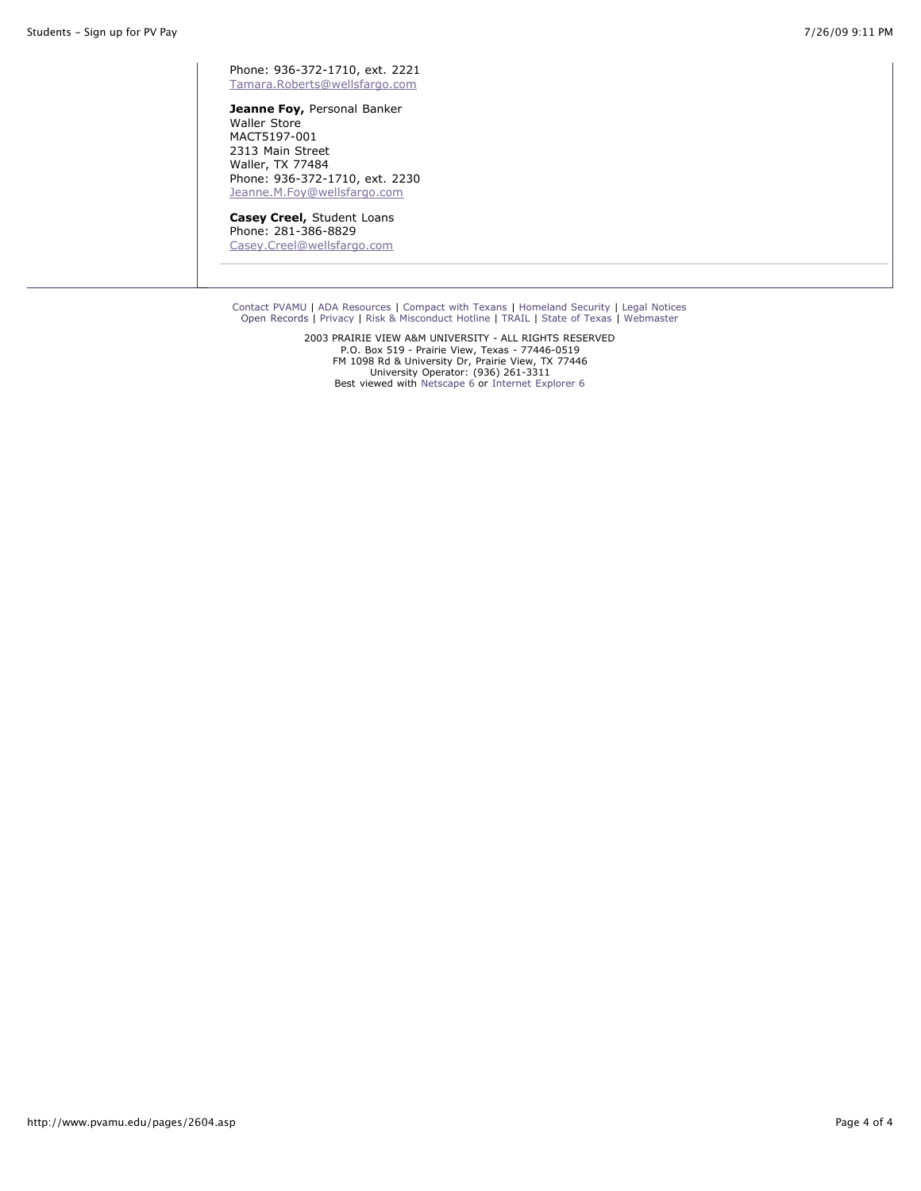Phone: 936-372-1710, ext. 2221
Tamara.Roberts@wellsfargo.com

**Jeanne Foy,** Personal Banker
Waller Store
MACT5197-001
2313 Main Street
Waller, TX 77484
Phone: 936-372-1710, ext. 2230
Jeanne.M.Foy@wellsfargo.com

**Casey Creel,** Student Loans
Phone: 281-386-8829
Casey.Creel@wellsfargo.com

---

Contact PVAMU | ADA Resources | Compact with Texans | Homeland Security | Legal Notices
Open Records | Privacy | Risk & Misconduct Hotline | TRAIL | State of Texas | Webmaster

2003 PRAIRIE VIEW A&M UNIVERSITY - ALL RIGHTS RESERVED
P.O. Box 519 - Prairie View, Texas - 77446-0519
FM 1098 Rd & University Dr, Prairie View, TX 77446
University Operator: (936) 261-3311
Best viewed with Netscape 6 or Internet Explorer 6